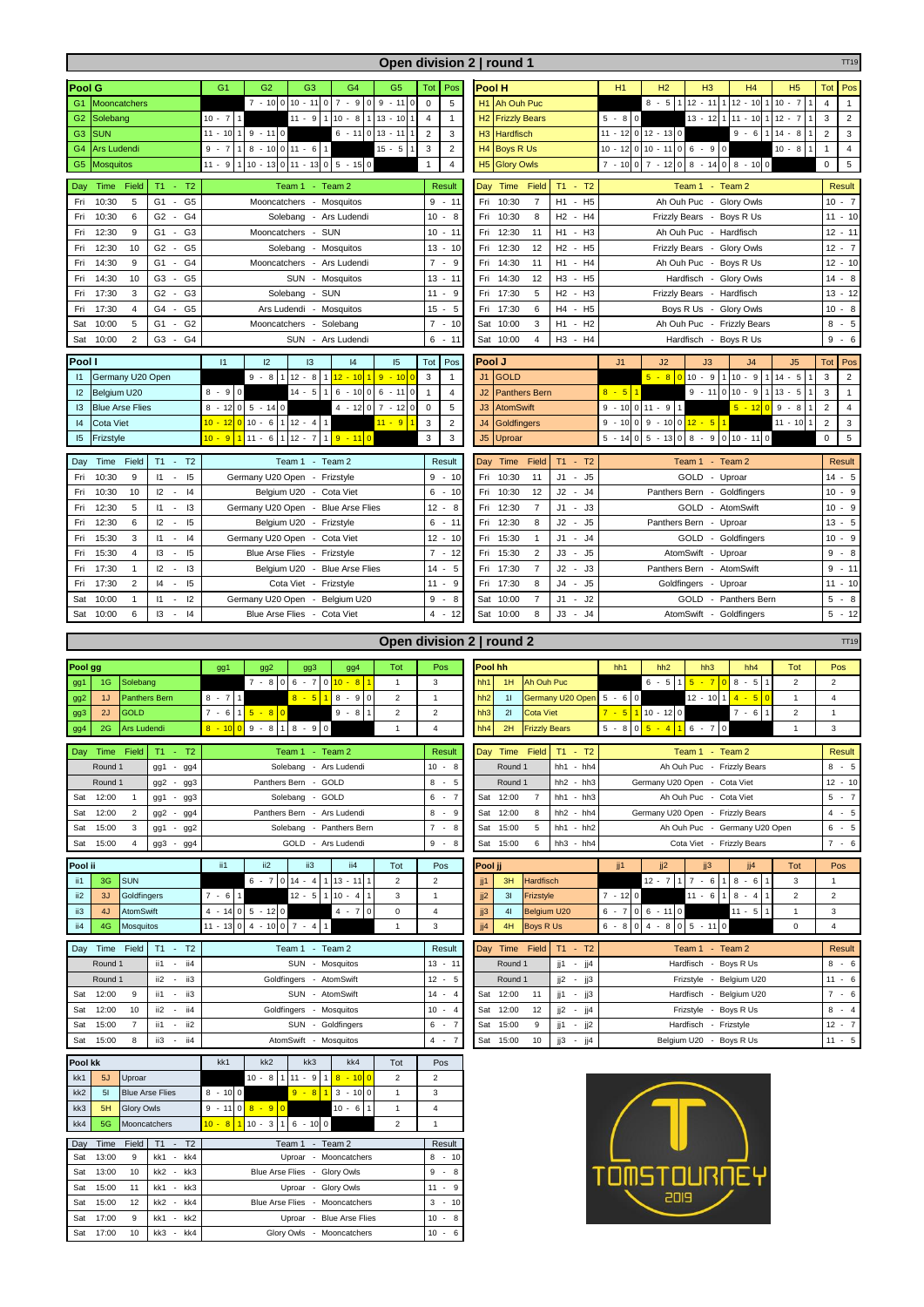# Open division 2 | round 1

TT19

## Pool G

| | Pool G | G1 | G2 | G3 | G4 | G5 | Tot | Pos |
|---|---|---|---|---|---|---|---|---|
| G1 | Mooncatchers | | 7 - 10 0 | 10 - 11 0 | 7 - 9 0 | 9 - 11 0 | 0 | 5 |
| G2 | Solebang | 10 - 7 1 | | 11 - 9 1 | 10 - 8 1 | 13 - 10 1 | 4 | 1 |
| G3 | SUN | 11 - 10 1 | 9 - 11 0 | | 6 - 11 0 | 13 - 11 1 | 2 | 3 |
| G4 | Ars Ludendi | 9 - 7 1 | 8 - 10 0 | 11 - 6 1 | | 15 - 5 1 | 3 | 2 |
| G5 | Mosquitos | 11 - 9 1 | 10 - 13 0 | 11 - 13 0 | 5 - 15 0 | | 1 | 4 |

| Day | Time | Field | T1 - T2 | Team 1 - Team 2 | Result |
|---|---|---|---|---|---|
| Fri | 10:30 | 5 | G1 - G5 | Mooncatchers - Mosquitos | 9 - 11 |
| Fri | 10:30 | 6 | G2 - G4 | Solebang - Ars Ludendi | 10 - 8 |
| Fri | 12:30 | 9 | G1 - G3 | Mooncatchers - SUN | 10 - 11 |
| Fri | 12:30 | 10 | G2 - G5 | Solebang - Mosquitos | 13 - 10 |
| Fri | 14:30 | 9 | G1 - G4 | Mooncatchers - Ars Ludendi | 7 - 9 |
| Fri | 14:30 | 10 | G3 - G5 | SUN - Mosquitos | 13 - 11 |
| Fri | 17:30 | 3 | G2 - G3 | Solebang - SUN | 11 - 9 |
| Fri | 17:30 | 4 | G4 - G5 | Ars Ludendi - Mosquitos | 15 - 5 |
| Sat | 10:00 | 5 | G1 - G2 | Mooncatchers - Solebang | 7 - 10 |
| Sat | 10:00 | 2 | G3 - G4 | SUN - Ars Ludendi | 6 - 11 |

## Pool H

| | Pool H | H1 | H2 | H3 | H4 | H5 | Tot | Pos |
|---|---|---|---|---|---|---|---|---|
| H1 | Ah Ouh Puc | | 8 - 5 1 | 12 - 11 1 | 12 - 10 1 | 10 - 7 1 | 4 | 1 |
| H2 | Frizzly Bears | 5 - 8 0 | | 13 - 12 1 | 11 - 10 1 | 12 - 7 1 | 3 | 2 |
| H3 | Hardfisch | 11 - 12 0 | 12 - 13 0 | | 9 - 6 1 | 14 - 8 1 | 2 | 3 |
| H4 | Boys R Us | 10 - 12 0 | 10 - 11 0 | 6 - 9 0 | | 10 - 8 1 | 1 | 4 |
| H5 | Glory Owls | 7 - 10 0 | 7 - 12 0 | 8 - 14 0 | 8 - 10 0 | | 0 | 5 |

| Day | Time | Field | T1 - T2 | Team 1 - Team 2 | Result |
|---|---|---|---|---|---|
| Fri | 10:30 | 7 | H1 - H5 | Ah Ouh Puc - Glory Owls | 10 - 7 |
| Fri | 10:30 | 8 | H2 - H4 | Frizzly Bears - Boys R Us | 11 - 10 |
| Fri | 12:30 | 11 | H1 - H3 | Ah Ouh Puc - Hardfisch | 12 - 11 |
| Fri | 12:30 | 12 | H2 - H5 | Frizzly Bears - Glory Owls | 12 - 7 |
| Fri | 14:30 | 11 | H1 - H4 | Ah Ouh Puc - Boys R Us | 12 - 10 |
| Fri | 14:30 | 12 | H3 - H5 | Hardfisch - Glory Owls | 14 - 8 |
| Fri | 17:30 | 5 | H2 - H3 | Frizzly Bears - Hardfisch | 13 - 12 |
| Fri | 17:30 | 6 | H4 - H5 | Boys R Us - Glory Owls | 10 - 8 |
| Sat | 10:00 | 3 | H1 - H2 | Ah Ouh Puc - Frizzly Bears | 8 - 5 |
| Sat | 10:00 | 4 | H3 - H4 | Hardfisch - Boys R Us | 9 - 6 |

## Pool I

| | Pool I | I1 | I2 | I3 | I4 | I5 | Tot | Pos |
|---|---|---|---|---|---|---|---|---|
| I1 | Germany U20 Open | | 9 - 8 1 | 12 - 8 1 | 12 - 10 1 | 9 - 10 0 | 3 | 1 |
| I2 | Belgium U20 | 8 - 9 0 | | 14 - 5 1 | 6 - 10 0 | 6 - 11 0 | 1 | 4 |
| I3 | Blue Arse Flies | 8 - 12 0 | 5 - 14 0 | | 4 - 12 0 | 7 - 12 0 | 0 | 5 |
| I4 | Cota Viet | 10 - 12 0 | 10 - 6 1 | 12 - 4 1 | | 11 - 9 1 | 3 | 2 |
| I5 | Frizstyle | 10 - 9 1 | 11 - 6 1 | 12 - 7 1 | 9 - 11 0 | | 3 | 3 |

| Day | Time | Field | T1 - T2 | Team 1 - Team 2 | Result |
|---|---|---|---|---|---|
| Fri | 10:30 | 9 | I1 - I5 | Germany U20 Open - Frizstyle | 9 - 10 |
| Fri | 10:30 | 10 | I2 - I4 | Belgium U20 - Cota Viet | 6 - 10 |
| Fri | 12:30 | 5 | I1 - I3 | Germany U20 Open - Blue Arse Flies | 12 - 8 |
| Fri | 12:30 | 6 | I2 - I5 | Belgium U20 - Frizstyle | 6 - 11 |
| Fri | 15:30 | 3 | I1 - I4 | Germany U20 Open - Cota Viet | 12 - 10 |
| Fri | 15:30 | 4 | I3 - I5 | Blue Arse Flies - Frizstyle | 7 - 12 |
| Fri | 17:30 | 1 | I2 - I3 | Belgium U20 - Blue Arse Flies | 14 - 5 |
| Fri | 17:30 | 2 | I4 - I5 | Cota Viet - Frizstyle | 11 - 9 |
| Sat | 10:00 | 1 | I1 - I2 | Germany U20 Open - Belgium U20 | 9 - 8 |
| Sat | 10:00 | 6 | I3 - I4 | Blue Arse Flies - Cota Viet | 4 - 12 |

## Pool J

| | Pool J | J1 | J2 | J3 | J4 | J5 | Tot | Pos |
|---|---|---|---|---|---|---|---|---|
| J1 | GOLD | | 5 - 8 0 | 10 - 9 1 | 10 - 9 1 | 14 - 5 1 | 3 | 2 |
| J2 | Panthers Bern | 8 - 5 1 | | 9 - 11 0 | 10 - 9 1 | 13 - 5 1 | 3 | 1 |
| J3 | AtomSwift | 9 - 10 0 | 11 - 9 1 | | 5 - 12 0 | 9 - 8 1 | 2 | 4 |
| J4 | Goldfingers | 9 - 10 0 | 9 - 10 0 | 12 - 5 1 | | 11 - 10 1 | 2 | 3 |
| J5 | Uproar | 5 - 14 0 | 5 - 13 0 | 8 - 9 0 | 10 - 11 0 | | 0 | 5 |

| Day | Time | Field | T1 - T2 | Team 1 - Team 2 | Result |
|---|---|---|---|---|---|
| Fri | 10:30 | 11 | J1 - J5 | GOLD - Uproar | 14 - 5 |
| Fri | 10:30 | 12 | J2 - J4 | Panthers Bern - Goldfingers | 10 - 9 |
| Fri | 12:30 | 7 | J1 - J3 | GOLD - AtomSwift | 10 - 9 |
| Fri | 12:30 | 8 | J2 - J5 | Panthers Bern - Uproar | 13 - 5 |
| Fri | 15:30 | 1 | J1 - J4 | GOLD - Goldfingers | 10 - 9 |
| Fri | 15:30 | 2 | J3 - J5 | AtomSwift - Uproar | 9 - 8 |
| Fri | 17:30 | 7 | J2 - J3 | Panthers Bern - AtomSwift | 9 - 11 |
| Fri | 17:30 | 8 | J4 - J5 | Goldfingers - Uproar | 11 - 10 |
| Sat | 10:00 | 7 | J1 - J2 | GOLD - Panthers Bern | 5 - 8 |
| Sat | 10:00 | 8 | J3 - J4 | AtomSwift - Goldfingers | 5 - 12 |

# Open division 2 | round 2

TT19

## Pool gg

| | | Pool gg | gg1 | gg2 | gg3 | gg4 | Tot | Pos |
|---|---|---|---|---|---|---|---|---|
| gg1 | 1G | Solebang | | 7 - 8 0 | 6 - 7 0 | 10 - 8 1 | 1 | 3 |
| gg2 | 1J | Panthers Bern | 8 - 7 1 | | 8 - 5 1 | 8 - 9 0 | 2 | 1 |
| gg3 | 2J | GOLD | 7 - 6 1 | 5 - 8 0 | | 9 - 8 1 | 2 | 2 |
| gg4 | 2G | Ars Ludendi | 8 - 10 0 | 9 - 8 1 | 8 - 9 0 | | 1 | 4 |

| Day | Time | Field | T1 - T2 | Team 1 - Team 2 | Result |
|---|---|---|---|---|---|
| Round 1 | | | gg1 - gg4 | Solebang - Ars Ludendi | 10 - 8 |
| Round 1 | | | gg2 - gg3 | Panthers Bern - GOLD | 8 - 5 |
| Sat | 12:00 | 1 | gg1 - gg3 | Solebang - GOLD | 6 - 7 |
| Sat | 12:00 | 2 | gg2 - gg4 | Panthers Bern - Ars Ludendi | 8 - 9 |
| Sat | 15:00 | 3 | gg1 - gg2 | Solebang - Panthers Bern | 7 - 8 |
| Sat | 15:00 | 4 | gg3 - gg4 | GOLD - Ars Ludendi | 9 - 8 |

## Pool hh

| | | Pool hh | hh1 | hh2 | hh3 | hh4 | Tot | Pos |
|---|---|---|---|---|---|---|---|---|
| hh1 | 1H | Ah Ouh Puc | | 6 - 5 1 | 5 - 7 0 | 8 - 5 1 | 2 | 2 |
| hh2 | 1I | Germany U20 Open | 5 - 6 0 | | 12 - 10 1 | 4 - 5 0 | 1 | 4 |
| hh3 | 2I | Cota Viet | 7 - 5 1 | 10 - 12 0 | | 7 - 6 1 | 2 | 1 |
| hh4 | 2H | Frizzly Bears | 5 - 8 0 | 5 - 4 1 | 6 - 7 0 | | 1 | 3 |

| Day | Time | Field | T1 - T2 | Team 1 - Team 2 | Result |
|---|---|---|---|---|---|
| Round 1 | | | hh1 - hh4 | Ah Ouh Puc - Frizzly Bears | 8 - 5 |
| Round 1 | | | hh2 - hh3 | Germany U20 Open - Cota Viet | 12 - 10 |
| Sat | 12:00 | 7 | hh1 - hh3 | Ah Ouh Puc - Cota Viet | 5 - 7 |
| Sat | 12:00 | 8 | hh2 - hh4 | Germany U20 Open - Frizzly Bears | 4 - 5 |
| Sat | 15:00 | 5 | hh1 - hh2 | Ah Ouh Puc - Germany U20 Open | 6 - 5 |
| Sat | 15:00 | 6 | hh3 - hh4 | Cota Viet - Frizzly Bears | 7 - 6 |

## Pool ii

| | | Pool ii | ii1 | ii2 | ii3 | ii4 | Tot | Pos |
|---|---|---|---|---|---|---|---|---|
| ii1 | 3G | SUN | | 6 - 7 0 | 14 - 4 1 | 13 - 11 1 | 2 | 2 |
| ii2 | 3J | Goldfingers | 7 - 6 1 | | 12 - 5 1 | 10 - 4 1 | 3 | 1 |
| ii3 | 4J | AtomSwift | 4 - 14 0 | 5 - 12 0 | | 4 - 7 0 | 0 | 4 |
| ii4 | 4G | Mosquitos | 11 - 13 0 | 4 - 10 0 | 7 - 4 1 | | 1 | 3 |

| Day | Time | Field | T1 - T2 | Team 1 - Team 2 | Result |
|---|---|---|---|---|---|
| Round 1 | | | ii1 - ii4 | SUN - Mosquitos | 13 - 11 |
| Round 1 | | | ii2 - ii3 | Goldfingers - AtomSwift | 12 - 5 |
| Sat | 12:00 | 9 | ii1 - ii3 | SUN - AtomSwift | 14 - 4 |
| Sat | 12:00 | 10 | ii2 - ii4 | Goldfingers - Mosquitos | 10 - 4 |
| Sat | 15:00 | 7 | ii1 - ii2 | SUN - Goldfingers | 6 - 7 |
| Sat | 15:00 | 8 | ii3 - ii4 | AtomSwift - Mosquitos | 4 - 7 |

## Pool jj

| | | Pool jj | jj1 | jj2 | jj3 | jj4 | Tot | Pos |
|---|---|---|---|---|---|---|---|---|
| jj1 | 3H | Hardfisch | | 12 - 7 1 | 7 - 6 1 | 8 - 6 1 | 3 | 1 |
| jj2 | 3I | Frizstyle | 7 - 12 0 | | 11 - 6 1 | 8 - 4 1 | 2 | 2 |
| jj3 | 4I | Belgium U20 | 6 - 7 0 | 6 - 11 0 | | 11 - 5 1 | 1 | 3 |
| jj4 | 4H | Boys R Us | 6 - 8 0 | 4 - 8 0 | 5 - 11 0 | | 0 | 4 |

| Day | Time | Field | T1 - T2 | Team 1 - Team 2 | Result |
|---|---|---|---|---|---|
| Round 1 | | | jj1 - jj4 | Hardfisch - Boys R Us | 8 - 6 |
| Round 1 | | | jj2 - jj3 | Frizstyle - Belgium U20 | 11 - 6 |
| Sat | 12:00 | 11 | jj1 - jj3 | Hardfisch - Belgium U20 | 7 - 6 |
| Sat | 12:00 | 12 | jj2 - jj4 | Frizstyle - Boys R Us | 8 - 4 |
| Sat | 15:00 | 9 | jj1 - jj2 | Hardfisch - Frizstyle | 12 - 7 |
| Sat | 15:00 | 10 | jj3 - jj4 | Belgium U20 - Boys R Us | 11 - 5 |

## Pool kk

| | | Pool kk | kk1 | kk2 | kk3 | kk4 | Tot | Pos |
|---|---|---|---|---|---|---|---|---|
| kk1 | 5J | Uproar | | 10 - 8 1 | 11 - 9 1 | 8 - 10 0 | 2 | 2 |
| kk2 | 5I | Blue Arse Flies | 8 - 10 0 | | 9 - 8 1 | 3 - 10 0 | 1 | 3 |
| kk3 | 5H | Glory Owls | 9 - 11 0 | 8 - 9 0 | | 10 - 6 1 | 1 | 4 |
| kk4 | 5G | Mooncatchers | 10 - 8 1 | 10 - 3 1 | 6 - 10 0 | | 2 | 1 |

| Day | Time | Field | T1 - T2 | Team 1 - Team 2 | Result |
|---|---|---|---|---|---|
| Sat | 13:00 | 9 | kk1 - kk4 | Uproar - Mooncatchers | 8 - 10 |
| Sat | 13:00 | 10 | kk2 - kk3 | Blue Arse Flies - Glory Owls | 9 - 8 |
| Sat | 15:00 | 11 | kk1 - kk3 | Uproar - Glory Owls | 11 - 9 |
| Sat | 15:00 | 12 | kk2 - kk4 | Blue Arse Flies - Mooncatchers | 3 - 10 |
| Sat | 17:00 | 9 | kk1 - kk2 | Uproar - Blue Arse Flies | 10 - 8 |
| Sat | 17:00 | 10 | kk3 - kk4 | Glory Owls - Mooncatchers | 10 - 6 |

TOMSTOURNEY 2019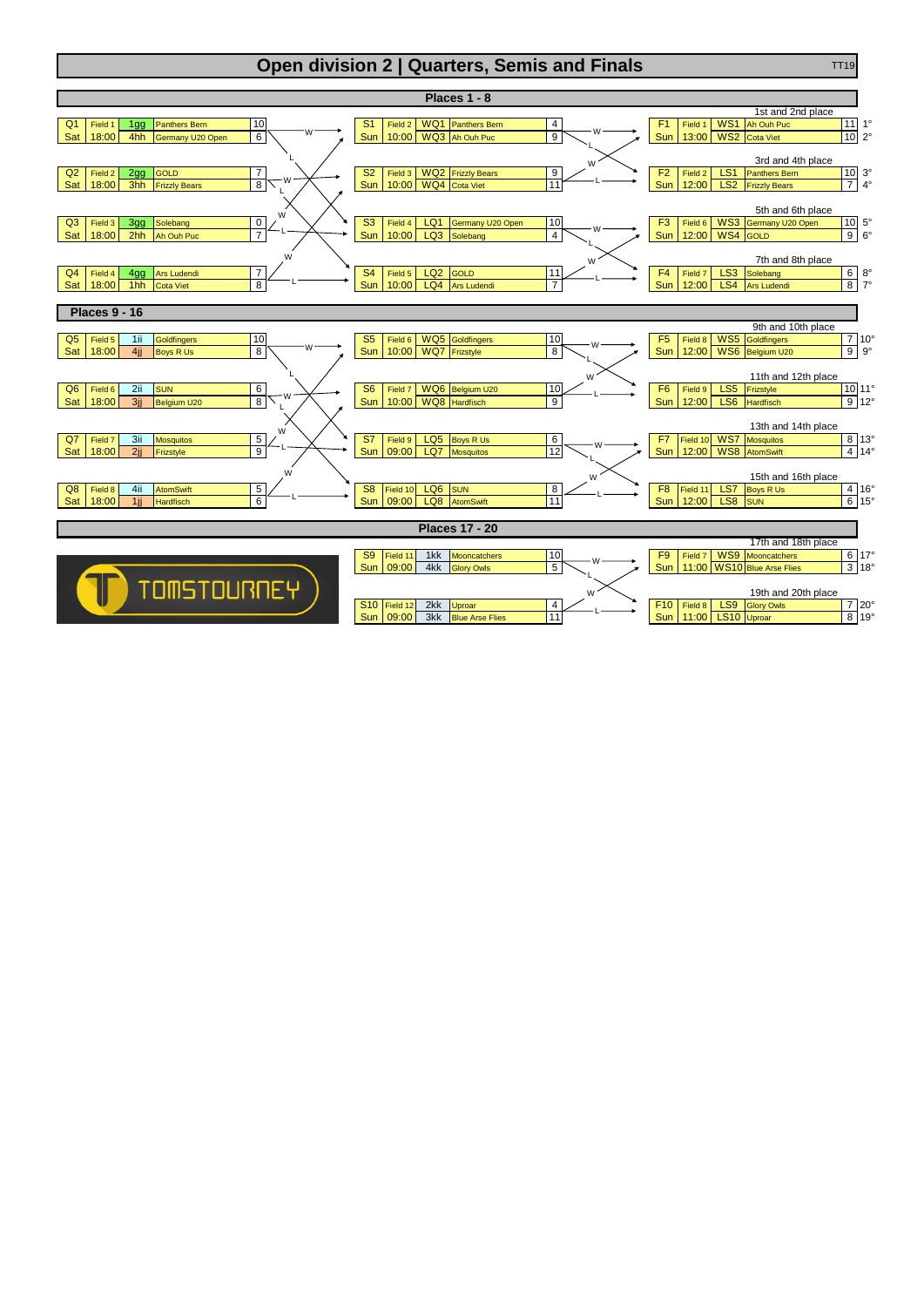# Open division 2 | Quarters, Semis and Finals

TT19

## Places 1 - 8

| Game | Field | Seed | Team | Score |
|---|---|---|---|---|
| Q1 Sat | Field 1 18:00 | 1gg | Panthers Bern | 10 |
| | | 4hh | Germany U20 Open | 6 |
| Q2 Sat | Field 2 18:00 | 2gg | GOLD | 7 |
| | | 3hh | Frizzly Bears | 8 |
| Q3 Sat | Field 3 18:00 | 3gg | Solebang | 0 |
| | | 2hh | Ah Ouh Puc | 7 |
| Q4 Sat | Field 4 18:00 | 4gg | Ars Ludendi | 7 |
| | | 1hh | Cota Viet | 8 |

| Game | Field | Slot | Team | Score |
|---|---|---|---|---|
| S1 Sun | Field 2 10:00 | WQ1 | Panthers Bern | 4 |
| | | WQ3 | Ah Ouh Puc | 9 |
| S2 Sun | Field 3 10:00 | WQ2 | Frizzly Bears | 9 |
| | | WQ4 | Cota Viet | 11 |
| S3 Sun | Field 4 10:00 | LQ1 | Germany U20 Open | 10 |
| | | LQ3 | Solebang | 4 |
| S4 Sun | Field 5 10:00 | LQ2 | GOLD | 11 |
| | | LQ4 | Ars Ludendi | 7 |

| Final | Game | Field | Slot | Team | Score | Place |
|---|---|---|---|---|---|---|
| 1st and 2nd place | F1 Sun | Field 1 13:00 | WS1 | Ah Ouh Puc | 11 | 1° |
| | | | WS2 | Cota Viet | 10 | 2° |
| 3rd and 4th place | F2 Sun | Field 2 12:00 | LS1 | Panthers Bern | 10 | 3° |
| | | | LS2 | Frizzly Bears | 7 | 4° |
| 5th and 6th place | F3 Sun | Field 6 12:00 | WS3 | Germany U20 Open | 10 | 5° |
| | | | WS4 | GOLD | 9 | 6° |
| 7th and 8th place | F4 Sun | Field 7 12:00 | LS3 | Solebang | 6 | 8° |
| | | | LS4 | Ars Ludendi | 8 | 7° |

## Places 9 - 16

| Game | Field | Seed | Team | Score |
|---|---|---|---|---|
| Q5 Sat | Field 5 18:00 | 1ii | Goldfingers | 10 |
| | | 4jj | Boys R Us | 8 |
| Q6 Sat | Field 6 18:00 | 2ii | SUN | 6 |
| | | 3jj | Belgium U20 | 8 |
| Q7 Sat | Field 7 18:00 | 3ii | Mosquitos | 5 |
| | | 2jj | Frizstyle | 9 |
| Q8 Sat | Field 8 18:00 | 4ii | AtomSwift | 5 |
| | | 1jj | Hardfisch | 6 |

| Game | Field | Slot | Team | Score |
|---|---|---|---|---|
| S5 Sun | Field 6 10:00 | WQ5 | Goldfingers | 10 |
| | | WQ7 | Frizstyle | 8 |
| S6 Sun | Field 7 10:00 | WQ6 | Belgium U20 | 10 |
| | | WQ8 | Hardfisch | 9 |
| S7 Sun | Field 9 09:00 | LQ5 | Boys R Us | 6 |
| | | LQ7 | Mosquitos | 12 |
| S8 Sun | Field 10 09:00 | LQ6 | SUN | 8 |
| | | LQ8 | AtomSwift | 11 |

| Final | Game | Field | Slot | Team | Score | Place |
|---|---|---|---|---|---|---|
| 9th and 10th place | F5 Sun | Field 8 12:00 | WS5 | Goldfingers | 7 | 10° |
| | | | WS6 | Belgium U20 | 9 | 9° |
| 11th and 12th place | F6 Sun | Field 9 12:00 | LS5 | Frizstyle | 10 | 11° |
| | | | LS6 | Hardfisch | 9 | 12° |
| 13th and 14th place | F7 Sun | Field 10 12:00 | WS7 | Mosquitos | 8 | 13° |
| | | | WS8 | AtomSwift | 4 | 14° |
| 15th and 16th place | F8 Sun | Field 11 12:00 | LS7 | Boys R Us | 4 | 16° |
| | | | LS8 | SUN | 6 | 15° |

## Places 17 - 20

| Game | Field | Seed | Team | Score |
|---|---|---|---|---|
| S9 Sun | Field 11 09:00 | 1kk | Mooncatchers | 10 |
| | | 4kk | Glory Owls | 5 |
| S10 Sun | Field 12 09:00 | 2kk | Uproar | 4 |
| | | 3kk | Blue Arse Flies | 11 |

| Final | Game | Field | Slot | Team | Score | Place |
|---|---|---|---|---|---|---|
| 17th and 18th place | F9 Sun | Field 7 11:00 | WS9 | Mooncatchers | 6 | 17° |
| | | | WS10 | Blue Arse Flies | 3 | 18° |
| 19th and 20th place | F10 Sun | Field 8 11:00 | LS9 | Glory Owls | 7 | 20° |
| | | | LS10 | Uproar | 8 | 19° |

TOMSTOURNEY